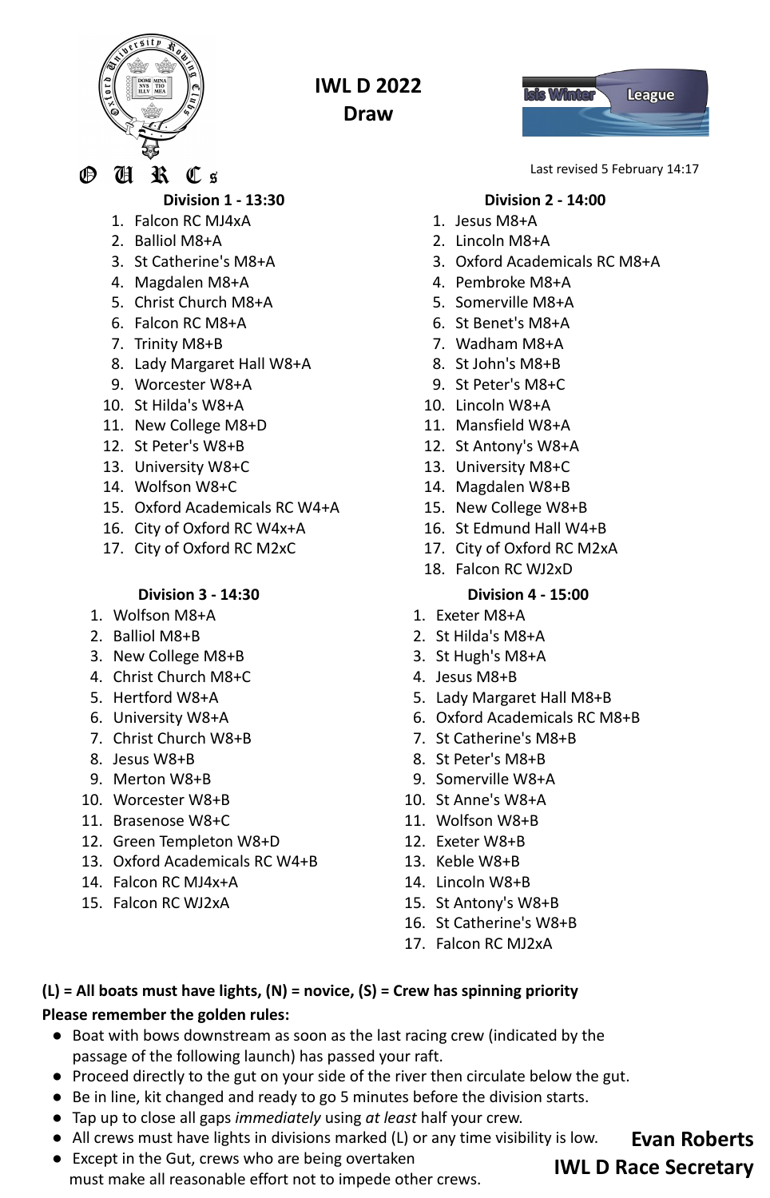# IWL D 2022
## Draw

Last revised 5 February 14:17

### Division 1 - 13:30

1. Falcon RC MJ4xA
2. Balliol M8+A
3. St Catherine's M8+A
4. Magdalen M8+A
5. Christ Church M8+A
6. Falcon RC M8+A
7. Trinity M8+B
8. Lady Margaret Hall W8+A
9. Worcester W8+A
10. St Hilda's W8+A
11. New College M8+D
12. St Peter's W8+B
13. University W8+C
14. Wolfson W8+C
15. Oxford Academicals RC W4+A
16. City of Oxford RC W4x+A
17. City of Oxford RC M2xC

### Division 2 - 14:00

1. Jesus M8+A
2. Lincoln M8+A
3. Oxford Academicals RC M8+A
4. Pembroke M8+A
5. Somerville M8+A
6. St Benet's M8+A
7. Wadham M8+A
8. St John's M8+B
9. St Peter's M8+C
10. Lincoln W8+A
11. Mansfield W8+A
12. St Antony's W8+A
13. University M8+C
14. Magdalen W8+B
15. New College W8+B
16. St Edmund Hall W4+B
17. City of Oxford RC M2xA
18. Falcon RC WJ2xD

### Division 3 - 14:30

1. Wolfson M8+A
2. Balliol M8+B
3. New College M8+B
4. Christ Church M8+C
5. Hertford W8+A
6. University W8+A
7. Christ Church W8+B
8. Jesus W8+B
9. Merton W8+B
10. Worcester W8+B
11. Brasenose W8+C
12. Green Templeton W8+D
13. Oxford Academicals RC W4+B
14. Falcon RC MJ4x+A
15. Falcon RC WJ2xA

### Division 4 - 15:00

1. Exeter M8+A
2. St Hilda's M8+A
3. St Hugh's M8+A
4. Jesus M8+B
5. Lady Margaret Hall M8+B
6. Oxford Academicals RC M8+B
7. St Catherine's M8+B
8. St Peter's M8+B
9. Somerville W8+A
10. St Anne's W8+A
11. Wolfson W8+B
12. Exeter W8+B
13. Keble W8+B
14. Lincoln W8+B
15. St Antony's W8+B
16. St Catherine's W8+B
17. Falcon RC MJ2xA

**(L) = All boats must have lights, (N) = novice, (S) = Crew has spinning priority**

**Please remember the golden rules:**

- Boat with bows downstream as soon as the last racing crew (indicated by the passage of the following launch) has passed your raft.
- Proceed directly to the gut on your side of the river then circulate below the gut.
- Be in line, kit changed and ready to go 5 minutes before the division starts.
- Tap up to close all gaps *immediately* using *at least* half your crew.
- All crews must have lights in divisions marked (L) or any time visibility is low.
- Except in the Gut, crews who are being overtaken must make all reasonable effort not to impede other crews.

**Evan Roberts**
**IWL D Race Secretary**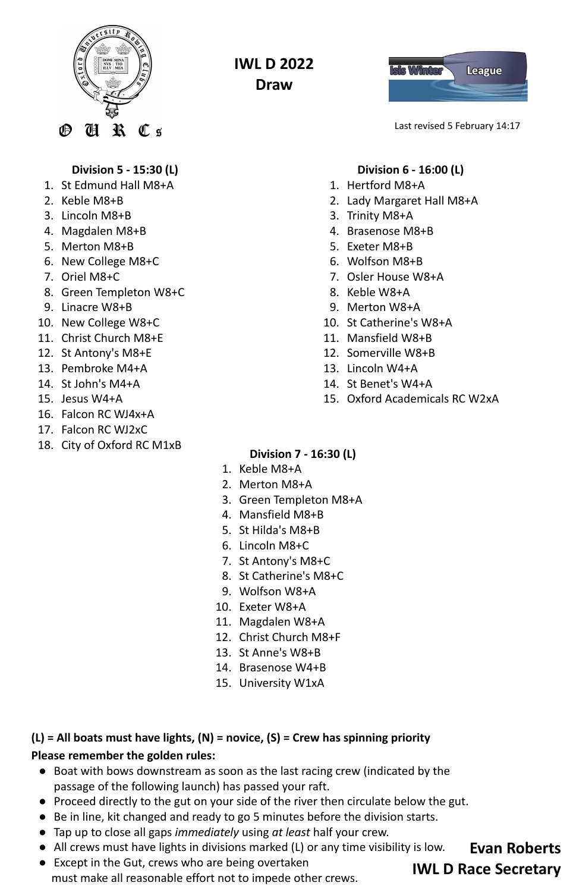# IWL D 2022
# Draw

Last revised 5 February 14:17

### Division 5 - 15:30 (L)

1. St Edmund Hall M8+A
2. Keble M8+B
3. Lincoln M8+B
4. Magdalen M8+B
5. Merton M8+B
6. New College M8+C
7. Oriel M8+C
8. Green Templeton W8+C
9. Linacre W8+B
10. New College W8+C
11. Christ Church M8+E
12. St Antony's M8+E
13. Pembroke M4+A
14. St John's M4+A
15. Jesus W4+A
16. Falcon RC WJ4x+A
17. Falcon RC WJ2xC
18. City of Oxford RC M1xB

### Division 6 - 16:00 (L)

1. Hertford M8+A
2. Lady Margaret Hall M8+A
3. Trinity M8+A
4. Brasenose M8+B
5. Exeter M8+B
6. Wolfson M8+B
7. Osler House W8+A
8. Keble W8+A
9. Merton W8+A
10. St Catherine's W8+A
11. Mansfield W8+B
12. Somerville W8+B
13. Lincoln W4+A
14. St Benet's W4+A
15. Oxford Academicals RC W2xA

### Division 7 - 16:30 (L)

1. Keble M8+A
2. Merton M8+A
3. Green Templeton M8+A
4. Mansfield M8+B
5. St Hilda's M8+B
6. Lincoln M8+C
7. St Antony's M8+C
8. St Catherine's M8+C
9. Wolfson W8+A
10. Exeter W8+A
11. Magdalen W8+A
12. Christ Church M8+F
13. St Anne's W8+B
14. Brasenose W4+B
15. University W1xA

**(L) = All boats must have lights, (N) = novice, (S) = Crew has spinning priority**

**Please remember the golden rules:**

- Boat with bows downstream as soon as the last racing crew (indicated by the passage of the following launch) has passed your raft.
- Proceed directly to the gut on your side of the river then circulate below the gut.
- Be in line, kit changed and ready to go 5 minutes before the division starts.
- Tap up to close all gaps *immediately* using *at least* half your crew.
- All crews must have lights in divisions marked (L) or any time visibility is low.
- Except in the Gut, crews who are being overtaken must make all reasonable effort not to impede other crews.

**Evan Roberts**
**IWL D Race Secretary**